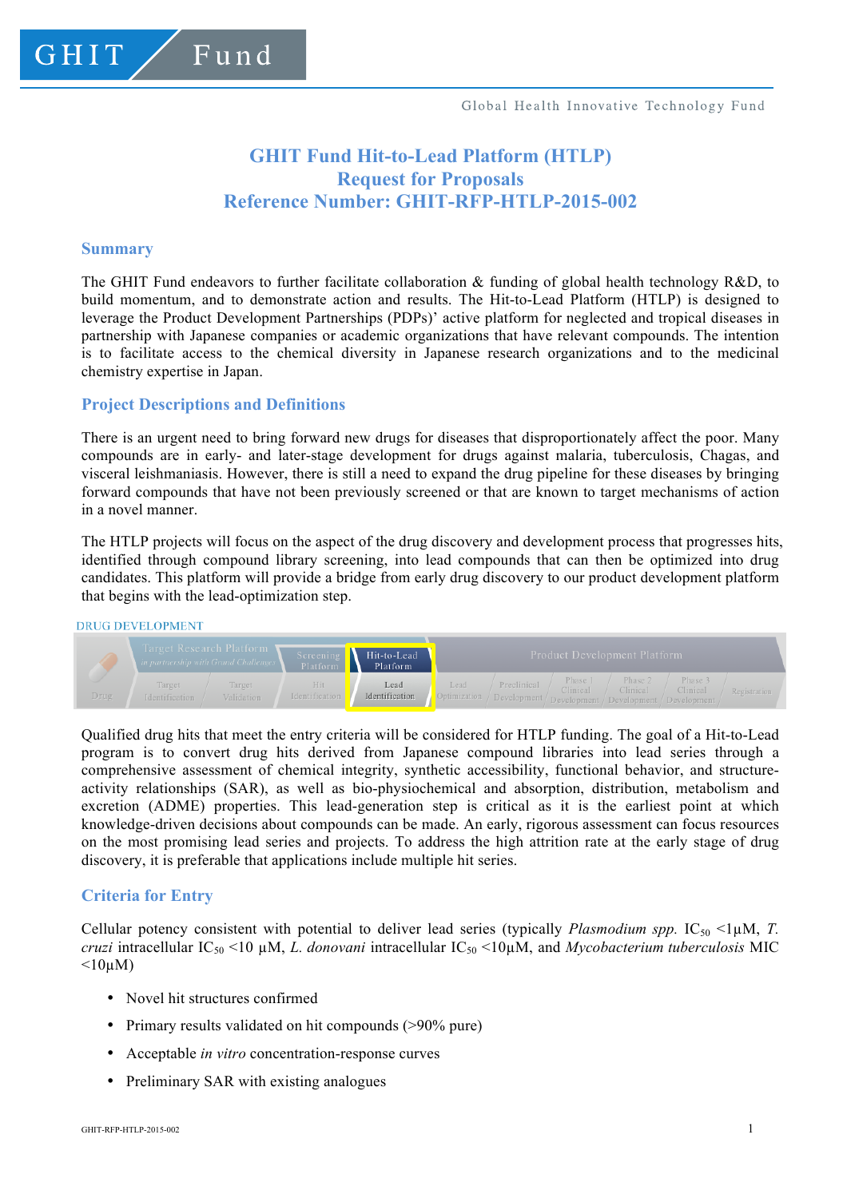GHIT Fund

Global Health Innovative Technology Fund

# GHIT Fund Hit-to-Lead Platform (HTLP)
# Request for Proposals
# Reference Number: GHIT-RFP-HTLP-2015-002

## Summary

The GHIT Fund endeavors to further facilitate collaboration & funding of global health technology R&D, to build momentum, and to demonstrate action and results. The Hit-to-Lead Platform (HTLP) is designed to leverage the Product Development Partnerships (PDPs)' active platform for neglected and tropical diseases in partnership with Japanese companies or academic organizations that have relevant compounds. The intention is to facilitate access to the chemical diversity in Japanese research organizations and to the medicinal chemistry expertise in Japan.

## Project Descriptions and Definitions

There is an urgent need to bring forward new drugs for diseases that disproportionately affect the poor. Many compounds are in early- and later-stage development for drugs against malaria, tuberculosis, Chagas, and visceral leishmaniasis. However, there is still a need to expand the drug pipeline for these diseases by bringing forward compounds that have not been previously screened or that are known to target mechanisms of action in a novel manner.

The HTLP projects will focus on the aspect of the drug discovery and development process that progresses hits, identified through compound library screening, into lead compounds that can then be optimized into drug candidates. This platform will provide a bridge from early drug discovery to our product development platform that begins with the lead-optimization step.

DRUG DEVELOPMENT

| Drug | Target Research Platform *in partnership with Grand Challenges* | | Screening Platform | Hit-to-Lead Platform | Product Development Platform | | | | | |
|---|---|---|---|---|---|---|---|---|---|---|
| | Target Identification | Target Validation | Hit Identification | Lead Identification | Lead Optimization | Preclinical Development | Phase 1 Clinical Development | Phase 2 Clinical Development | Phase 3 Clinical Development | Registration |

Qualified drug hits that meet the entry criteria will be considered for HTLP funding. The goal of a Hit-to-Lead program is to convert drug hits derived from Japanese compound libraries into lead series through a comprehensive assessment of chemical integrity, synthetic accessibility, functional behavior, and structure-activity relationships (SAR), as well as bio-physiochemical and absorption, distribution, metabolism and excretion (ADME) properties. This lead-generation step is critical as it is the earliest point at which knowledge-driven decisions about compounds can be made. An early, rigorous assessment can focus resources on the most promising lead series and projects. To address the high attrition rate at the early stage of drug discovery, it is preferable that applications include multiple hit series.

## Criteria for Entry

Cellular potency consistent with potential to deliver lead series (typically *Plasmodium spp.* $IC_{50}$ <1µM, *T. cruzi* intracellular $IC_{50}$ <10 µM, *L. donovani* intracellular $IC_{50}$ <10µM, and *Mycobacterium tuberculosis* MIC <10µM)

- Novel hit structures confirmed
- Primary results validated on hit compounds (>90% pure)
- Acceptable *in vitro* concentration-response curves
- Preliminary SAR with existing analogues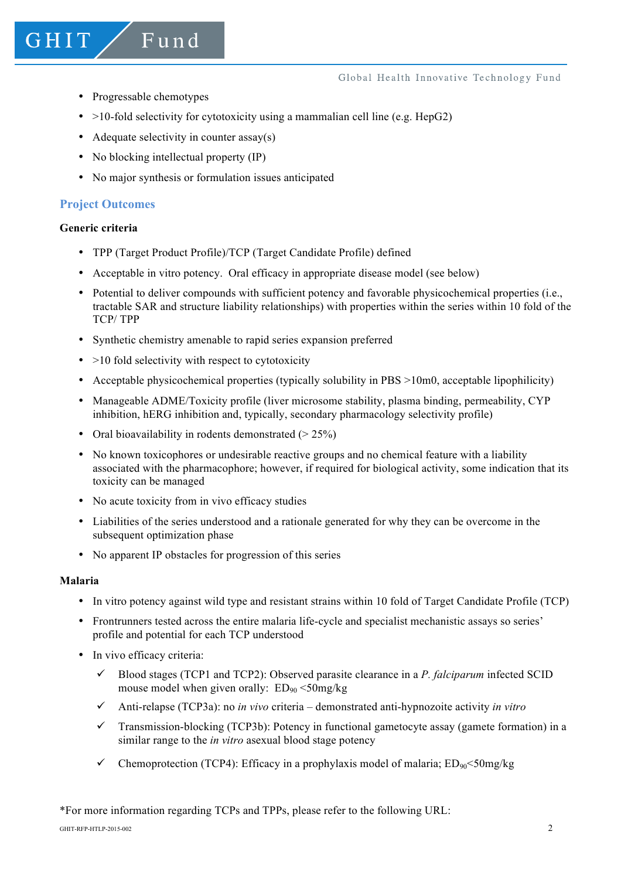- Progressable chemotypes
- >10-fold selectivity for cytotoxicity using a mammalian cell line (e.g. HepG2)
- Adequate selectivity in counter assay(s)
- No blocking intellectual property (IP)
- No major synthesis or formulation issues anticipated

## Project Outcomes

**Generic criteria**

- TPP (Target Product Profile)/TCP (Target Candidate Profile) defined
- Acceptable in vitro potency. Oral efficacy in appropriate disease model (see below)
- Potential to deliver compounds with sufficient potency and favorable physicochemical properties (i.e., tractable SAR and structure liability relationships) with properties within the series within 10 fold of the TCP/ TPP
- Synthetic chemistry amenable to rapid series expansion preferred
- >10 fold selectivity with respect to cytotoxicity
- Acceptable physicochemical properties (typically solubility in PBS >10m0, acceptable lipophilicity)
- Manageable ADME/Toxicity profile (liver microsome stability, plasma binding, permeability, CYP inhibition, hERG inhibition and, typically, secondary pharmacology selectivity profile)
- Oral bioavailability in rodents demonstrated (> 25%)
- No known toxicophores or undesirable reactive groups and no chemical feature with a liability associated with the pharmacophore; however, if required for biological activity, some indication that its toxicity can be managed
- No acute toxicity from in vivo efficacy studies
- Liabilities of the series understood and a rationale generated for why they can be overcome in the subsequent optimization phase
- No apparent IP obstacles for progression of this series

**Malaria**

- In vitro potency against wild type and resistant strains within 10 fold of Target Candidate Profile (TCP)
- Frontrunners tested across the entire malaria life-cycle and specialist mechanistic assays so series' profile and potential for each TCP understood
- In vivo efficacy criteria:
  - ✓ Blood stages (TCP1 and TCP2): Observed parasite clearance in a *P. falciparum* infected SCID mouse model when given orally: $ED_{90}$ <50mg/kg
  - ✓ Anti-relapse (TCP3a): no *in vivo* criteria – demonstrated anti-hypnozoite activity *in vitro*
  - ✓ Transmission-blocking (TCP3b): Potency in functional gametocyte assay (gamete formation) in a similar range to the *in vitro* asexual blood stage potency
  - ✓ Chemoprotection (TCP4): Efficacy in a prophylaxis model of malaria; $ED_{90}$<50mg/kg

*For more information regarding TCPs and TPPs, please refer to the following URL:

GHIT-RFP-HTLP-2015-002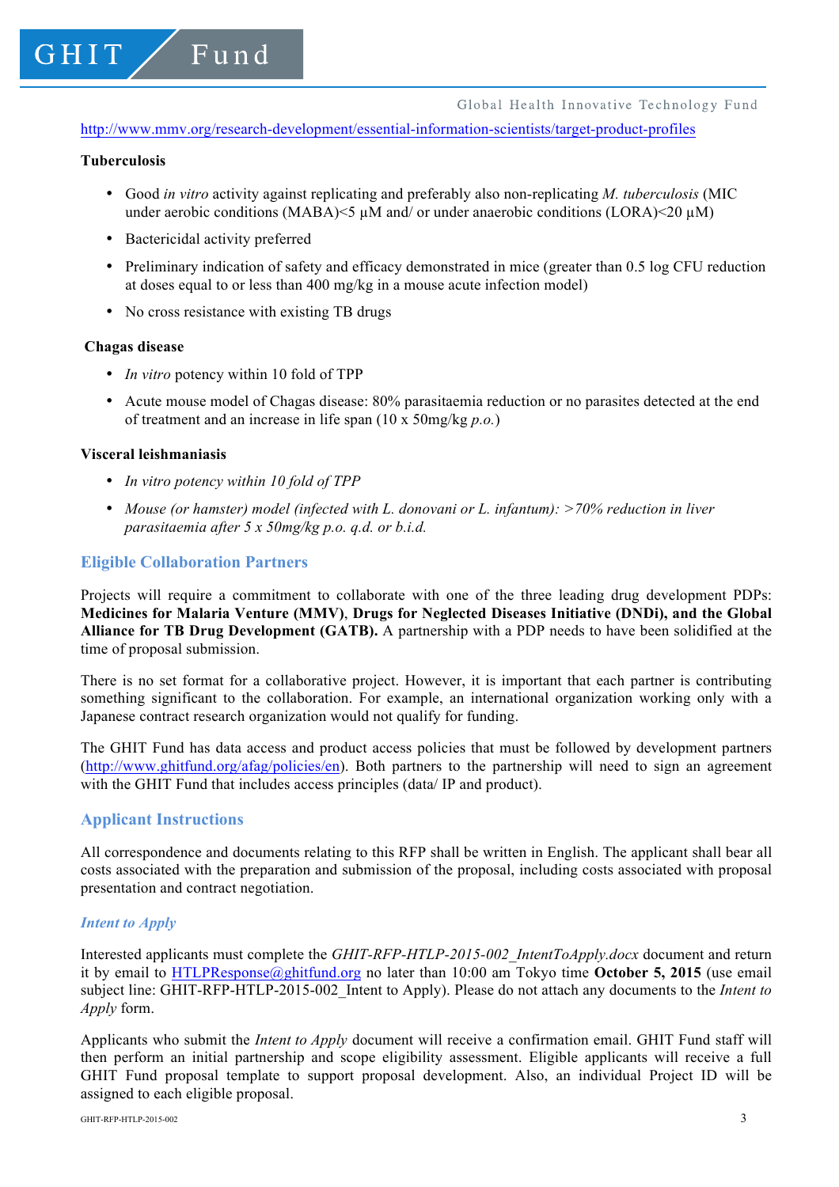http://www.mmv.org/research-development/essential-information-scientists/target-product-profiles

**Tuberculosis**

- Good *in vitro* activity against replicating and preferably also non-replicating *M. tuberculosis* (MIC under aerobic conditions (MABA)<5 μM and/ or under anaerobic conditions (LORA)<20 μM)
- Bactericidal activity preferred
- Preliminary indication of safety and efficacy demonstrated in mice (greater than 0.5 log CFU reduction at doses equal to or less than 400 mg/kg in a mouse acute infection model)
- No cross resistance with existing TB drugs

**Chagas disease**

- *In vitro* potency within 10 fold of TPP
- Acute mouse model of Chagas disease: 80% parasitaemia reduction or no parasites detected at the end of treatment and an increase in life span (10 x 50mg/kg *p.o.*)

**Visceral leishmaniasis**

- *In vitro potency within 10 fold of TPP*
- *Mouse (or hamster) model (infected with L. donovani or L. infantum): >70% reduction in liver parasitaemia after 5 x 50mg/kg p.o. q.d. or b.i.d.*

## Eligible Collaboration Partners

Projects will require a commitment to collaborate with one of the three leading drug development PDPs: **Medicines for Malaria Venture (MMV)**, **Drugs for Neglected Diseases Initiative (DNDi), and the Global Alliance for TB Drug Development (GATB).** A partnership with a PDP needs to have been solidified at the time of proposal submission.

There is no set format for a collaborative project. However, it is important that each partner is contributing something significant to the collaboration. For example, an international organization working only with a Japanese contract research organization would not qualify for funding.

The GHIT Fund has data access and product access policies that must be followed by development partners (http://www.ghitfund.org/afag/policies/en). Both partners to the partnership will need to sign an agreement with the GHIT Fund that includes access principles (data/ IP and product).

## Applicant Instructions

All correspondence and documents relating to this RFP shall be written in English. The applicant shall bear all costs associated with the preparation and submission of the proposal, including costs associated with proposal presentation and contract negotiation.

### *Intent to Apply*

Interested applicants must complete the *GHIT-RFP-HTLP-2015-002_IntentToApply.docx* document and return it by email to HTLPResponse@ghitfund.org no later than 10:00 am Tokyo time **October 5, 2015** (use email subject line: GHIT-RFP-HTLP-2015-002_Intent to Apply). Please do not attach any documents to the *Intent to Apply* form.

Applicants who submit the *Intent to Apply* document will receive a confirmation email. GHIT Fund staff will then perform an initial partnership and scope eligibility assessment. Eligible applicants will receive a full GHIT Fund proposal template to support proposal development. Also, an individual Project ID will be assigned to each eligible proposal.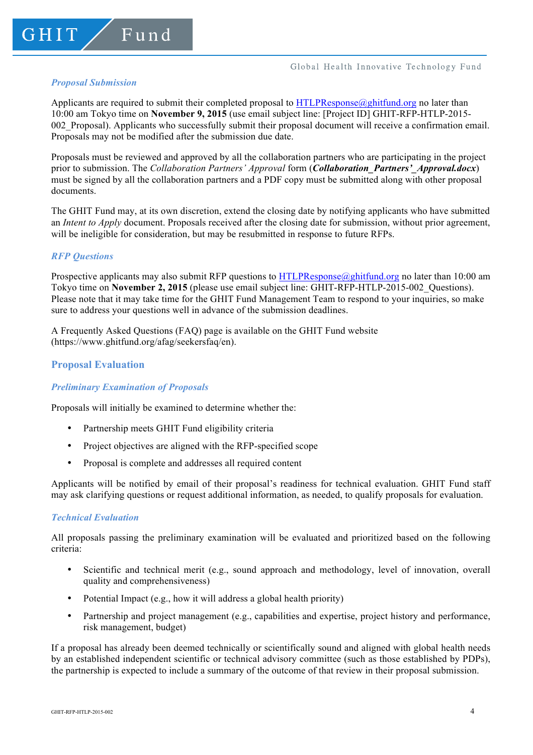### *Proposal Submission*

Applicants are required to submit their completed proposal to HTLPResponse@ghitfund.org no later than 10:00 am Tokyo time on **November 9, 2015** (use email subject line: [Project ID] GHIT-RFP-HTLP-2015-002_Proposal). Applicants who successfully submit their proposal document will receive a confirmation email. Proposals may not be modified after the submission due date.

Proposals must be reviewed and approved by all the collaboration partners who are participating in the project prior to submission. The *Collaboration Partners' Approval* form (***Collaboration_Partners'_Approval.docx***) must be signed by all the collaboration partners and a PDF copy must be submitted along with other proposal documents.

The GHIT Fund may, at its own discretion, extend the closing date by notifying applicants who have submitted an *Intent to Apply* document. Proposals received after the closing date for submission, without prior agreement, will be ineligible for consideration, but may be resubmitted in response to future RFPs.

### *RFP Questions*

Prospective applicants may also submit RFP questions to HTLPResponse@ghitfund.org no later than 10:00 am Tokyo time on **November 2, 2015** (please use email subject line: GHIT-RFP-HTLP-2015-002_Questions). Please note that it may take time for the GHIT Fund Management Team to respond to your inquiries, so make sure to address your questions well in advance of the submission deadlines.

A Frequently Asked Questions (FAQ) page is available on the GHIT Fund website (https://www.ghitfund.org/afag/seekersfaq/en).

## Proposal Evaluation

### *Preliminary Examination of Proposals*

Proposals will initially be examined to determine whether the:

- Partnership meets GHIT Fund eligibility criteria
- Project objectives are aligned with the RFP-specified scope
- Proposal is complete and addresses all required content

Applicants will be notified by email of their proposal's readiness for technical evaluation. GHIT Fund staff may ask clarifying questions or request additional information, as needed, to qualify proposals for evaluation.

### *Technical Evaluation*

All proposals passing the preliminary examination will be evaluated and prioritized based on the following criteria:

- Scientific and technical merit (e.g., sound approach and methodology, level of innovation, overall quality and comprehensiveness)
- Potential Impact (e.g., how it will address a global health priority)
- Partnership and project management (e.g., capabilities and expertise, project history and performance, risk management, budget)

If a proposal has already been deemed technically or scientifically sound and aligned with global health needs by an established independent scientific or technical advisory committee (such as those established by PDPs), the partnership is expected to include a summary of the outcome of that review in their proposal submission.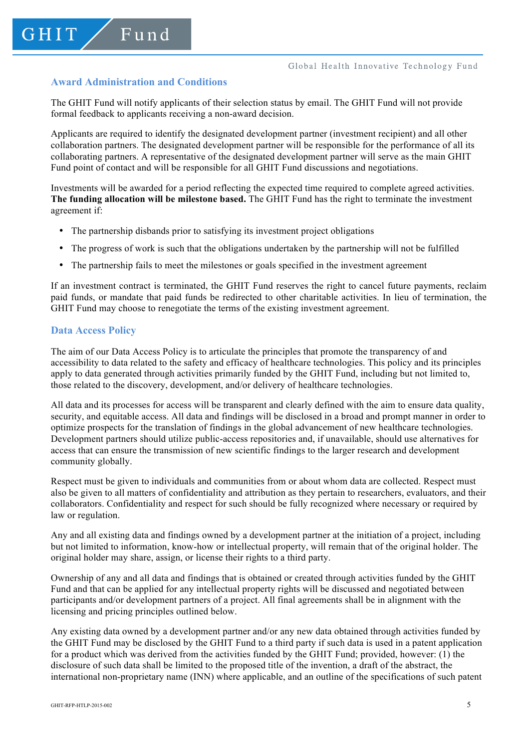## Award Administration and Conditions

The GHIT Fund will notify applicants of their selection status by email. The GHIT Fund will not provide formal feedback to applicants receiving a non-award decision.

Applicants are required to identify the designated development partner (investment recipient) and all other collaboration partners. The designated development partner will be responsible for the performance of all its collaborating partners. A representative of the designated development partner will serve as the main GHIT Fund point of contact and will be responsible for all GHIT Fund discussions and negotiations.

Investments will be awarded for a period reflecting the expected time required to complete agreed activities. **The funding allocation will be milestone based.** The GHIT Fund has the right to terminate the investment agreement if:

- The partnership disbands prior to satisfying its investment project obligations
- The progress of work is such that the obligations undertaken by the partnership will not be fulfilled
- The partnership fails to meet the milestones or goals specified in the investment agreement

If an investment contract is terminated, the GHIT Fund reserves the right to cancel future payments, reclaim paid funds, or mandate that paid funds be redirected to other charitable activities. In lieu of termination, the GHIT Fund may choose to renegotiate the terms of the existing investment agreement.

## Data Access Policy

The aim of our Data Access Policy is to articulate the principles that promote the transparency of and accessibility to data related to the safety and efficacy of healthcare technologies. This policy and its principles apply to data generated through activities primarily funded by the GHIT Fund, including but not limited to, those related to the discovery, development, and/or delivery of healthcare technologies.

All data and its processes for access will be transparent and clearly defined with the aim to ensure data quality, security, and equitable access. All data and findings will be disclosed in a broad and prompt manner in order to optimize prospects for the translation of findings in the global advancement of new healthcare technologies. Development partners should utilize public-access repositories and, if unavailable, should use alternatives for access that can ensure the transmission of new scientific findings to the larger research and development community globally.

Respect must be given to individuals and communities from or about whom data are collected. Respect must also be given to all matters of confidentiality and attribution as they pertain to researchers, evaluators, and their collaborators. Confidentiality and respect for such should be fully recognized where necessary or required by law or regulation.

Any and all existing data and findings owned by a development partner at the initiation of a project, including but not limited to information, know-how or intellectual property, will remain that of the original holder. The original holder may share, assign, or license their rights to a third party.

Ownership of any and all data and findings that is obtained or created through activities funded by the GHIT Fund and that can be applied for any intellectual property rights will be discussed and negotiated between participants and/or development partners of a project. All final agreements shall be in alignment with the licensing and pricing principles outlined below.

Any existing data owned by a development partner and/or any new data obtained through activities funded by the GHIT Fund may be disclosed by the GHIT Fund to a third party if such data is used in a patent application for a product which was derived from the activities funded by the GHIT Fund; provided, however: (1) the disclosure of such data shall be limited to the proposed title of the invention, a draft of the abstract, the international non-proprietary name (INN) where applicable, and an outline of the specifications of such patent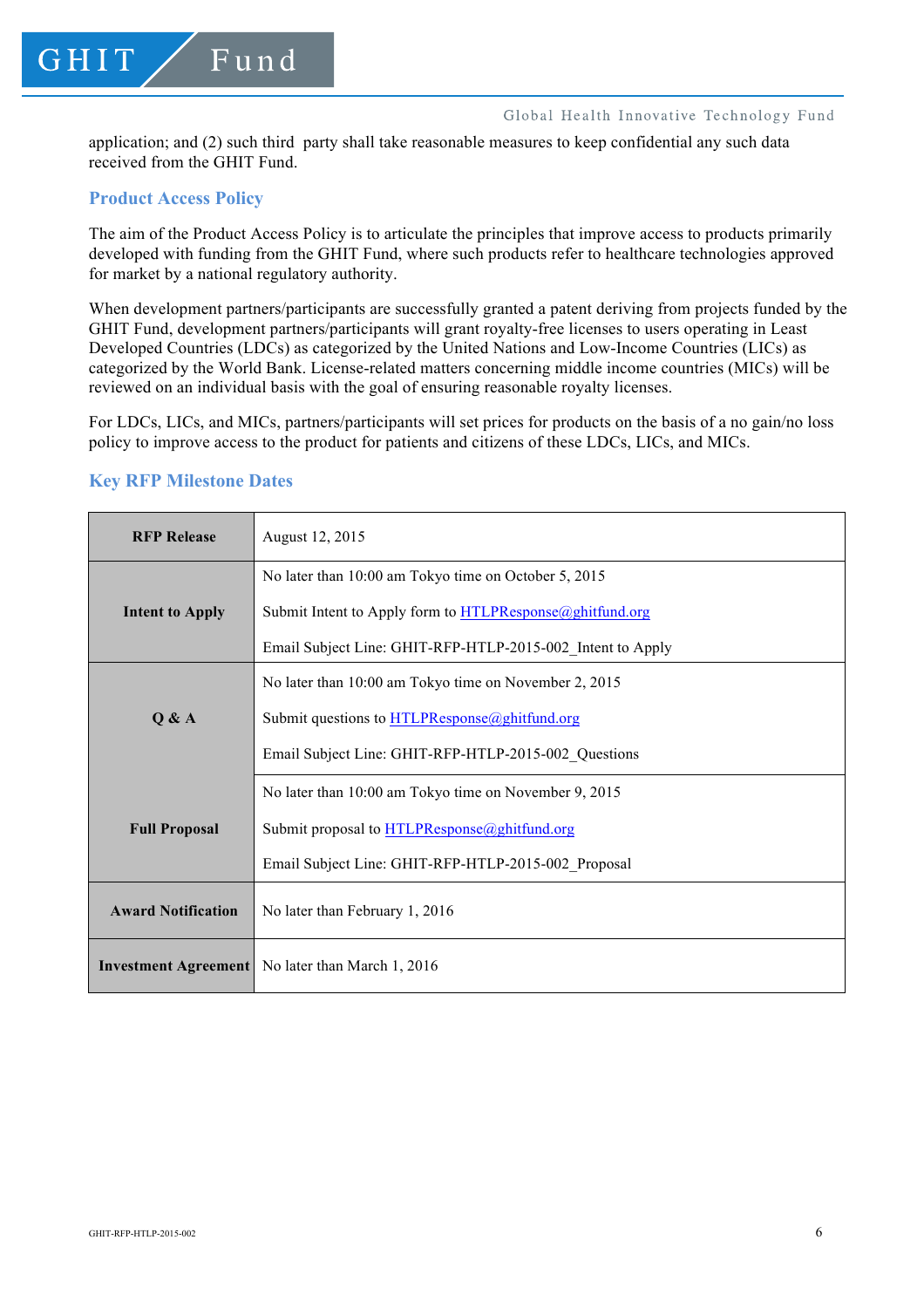application; and (2) such third party shall take reasonable measures to keep confidential any such data received from the GHIT Fund.

## Product Access Policy

The aim of the Product Access Policy is to articulate the principles that improve access to products primarily developed with funding from the GHIT Fund, where such products refer to healthcare technologies approved for market by a national regulatory authority.

When development partners/participants are successfully granted a patent deriving from projects funded by the GHIT Fund, development partners/participants will grant royalty-free licenses to users operating in Least Developed Countries (LDCs) as categorized by the United Nations and Low-Income Countries (LICs) as categorized by the World Bank. License-related matters concerning middle income countries (MICs) will be reviewed on an individual basis with the goal of ensuring reasonable royalty licenses.

For LDCs, LICs, and MICs, partners/participants will set prices for products on the basis of a no gain/no loss policy to improve access to the product for patients and citizens of these LDCs, LICs, and MICs.

## Key RFP Milestone Dates

| | |
|---|---|
| **RFP Release** | August 12, 2015 |
| **Intent to Apply** | No later than 10:00 am Tokyo time on October 5, 2015<br><br>Submit Intent to Apply form to HTLPResponse@ghitfund.org<br><br>Email Subject Line: GHIT-RFP-HTLP-2015-002_Intent to Apply |
| **Q & A** | No later than 10:00 am Tokyo time on November 2, 2015<br><br>Submit questions to HTLPResponse@ghitfund.org<br><br>Email Subject Line: GHIT-RFP-HTLP-2015-002_Questions |
| **Full Proposal** | No later than 10:00 am Tokyo time on November 9, 2015<br><br>Submit proposal to HTLPResponse@ghitfund.org<br><br>Email Subject Line: GHIT-RFP-HTLP-2015-002_Proposal |
| **Award Notification** | No later than February 1, 2016 |
| **Investment Agreement** | No later than March 1, 2016 |